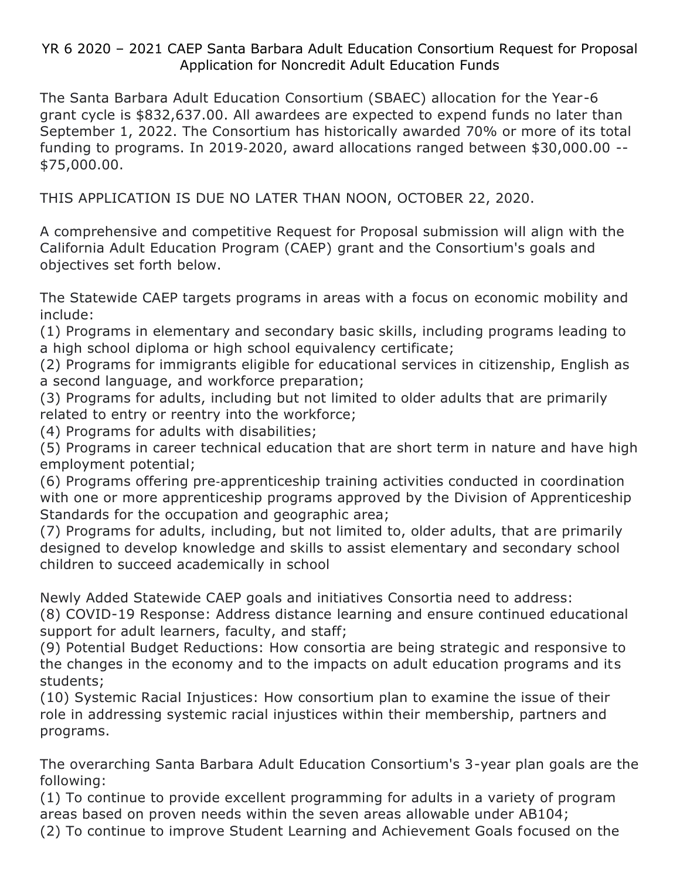# YR 6 2020 – 2021 CAEP Santa Barbara Adult Education Consortium Request for Proposal Application for Noncredit Adult Education Funds

The Santa Barbara Adult Education Consortium (SBAEC) allocation for the Year-6 grant cycle is $832,637.00. All awardees are expected to expend funds no later than September 1, 2022. The Consortium has historically awarded 70% or more of its total funding to programs. In 2019-2020, award allocations ranged between $30,000.00 -- $75,000.00.

THIS APPLICATION IS DUE NO LATER THAN NOON, OCTOBER 22, 2020.

A comprehensive and competitive Request for Proposal submission will align with the California Adult Education Program (CAEP) grant and the Consortium's goals and objectives set forth below.

The Statewide CAEP targets programs in areas with a focus on economic mobility and include:

(1) Programs in elementary and secondary basic skills, including programs leading to a high school diploma or high school equivalency certificate;
(2) Programs for immigrants eligible for educational services in citizenship, English as a second language, and workforce preparation;
(3) Programs for adults, including but not limited to older adults that are primarily related to entry or reentry into the workforce;
(4) Programs for adults with disabilities;
(5) Programs in career technical education that are short term in nature and have high employment potential;
(6) Programs offering pre-apprenticeship training activities conducted in coordination with one or more apprenticeship programs approved by the Division of Apprenticeship Standards for the occupation and geographic area;
(7) Programs for adults, including, but not limited to, older adults, that are primarily designed to develop knowledge and skills to assist elementary and secondary school children to succeed academically in school

Newly Added Statewide CAEP goals and initiatives Consortia need to address:
(8) COVID-19 Response: Address distance learning and ensure continued educational support for adult learners, faculty, and staff;
(9) Potential Budget Reductions: How consortia are being strategic and responsive to the changes in the economy and to the impacts on adult education programs and its students;
(10) Systemic Racial Injustices: How consortium plan to examine the issue of their role in addressing systemic racial injustices within their membership, partners and programs.

The overarching Santa Barbara Adult Education Consortium's 3-year plan goals are the following:
(1) To continue to provide excellent programming for adults in a variety of program areas based on proven needs within the seven areas allowable under AB104;
(2) To continue to improve Student Learning and Achievement Goals focused on the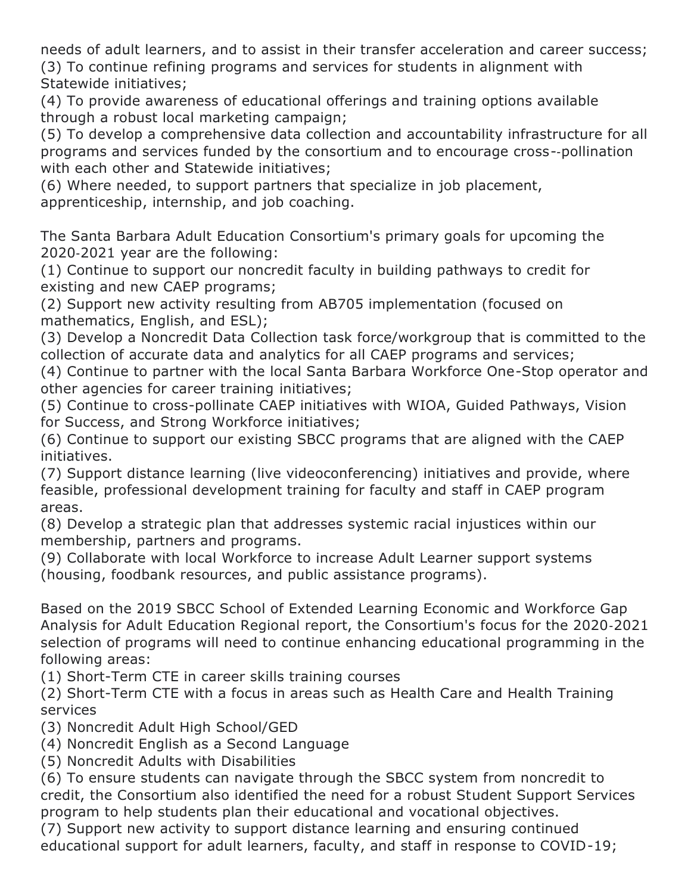needs of adult learners, and to assist in their transfer acceleration and career success;
(3) To continue refining programs and services for students in alignment with Statewide initiatives;
(4) To provide awareness of educational offerings and training options available through a robust local marketing campaign;
(5) To develop a comprehensive data collection and accountability infrastructure for all programs and services funded by the consortium and to encourage cross--pollination with each other and Statewide initiatives;
(6) Where needed, to support partners that specialize in job placement, apprenticeship, internship, and job coaching.

The Santa Barbara Adult Education Consortium's primary goals for upcoming the 2020-2021 year are the following:
(1) Continue to support our noncredit faculty in building pathways to credit for existing and new CAEP programs;
(2) Support new activity resulting from AB705 implementation (focused on mathematics, English, and ESL);
(3) Develop a Noncredit Data Collection task force/workgroup that is committed to the collection of accurate data and analytics for all CAEP programs and services;
(4) Continue to partner with the local Santa Barbara Workforce One-Stop operator and other agencies for career training initiatives;
(5) Continue to cross-pollinate CAEP initiatives with WIOA, Guided Pathways, Vision for Success, and Strong Workforce initiatives;
(6) Continue to support our existing SBCC programs that are aligned with the CAEP initiatives.
(7) Support distance learning (live videoconferencing) initiatives and provide, where feasible, professional development training for faculty and staff in CAEP program areas.
(8) Develop a strategic plan that addresses systemic racial injustices within our membership, partners and programs.
(9) Collaborate with local Workforce to increase Adult Learner support systems (housing, foodbank resources, and public assistance programs).

Based on the 2019 SBCC School of Extended Learning Economic and Workforce Gap Analysis for Adult Education Regional report, the Consortium's focus for the 2020-2021 selection of programs will need to continue enhancing educational programming in the following areas:
(1) Short-Term CTE in career skills training courses
(2) Short-Term CTE with a focus in areas such as Health Care and Health Training services
(3) Noncredit Adult High School/GED
(4) Noncredit English as a Second Language
(5) Noncredit Adults with Disabilities
(6) To ensure students can navigate through the SBCC system from noncredit to credit, the Consortium also identified the need for a robust Student Support Services program to help students plan their educational and vocational objectives.
(7) Support new activity to support distance learning and ensuring continued educational support for adult learners, faculty, and staff in response to COVID-19;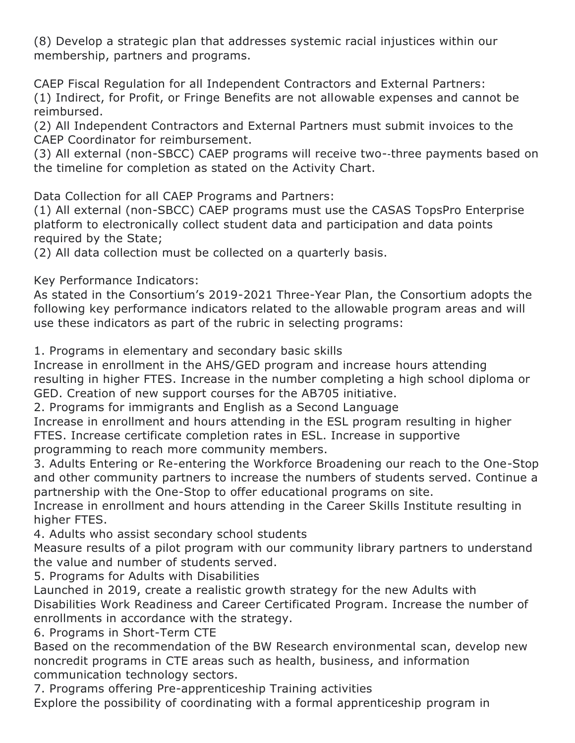(8) Develop a strategic plan that addresses systemic racial injustices within our membership, partners and programs.

CAEP Fiscal Regulation for all Independent Contractors and External Partners:
(1) Indirect, for Profit, or Fringe Benefits are not allowable expenses and cannot be reimbursed.
(2) All Independent Contractors and External Partners must submit invoices to the CAEP Coordinator for reimbursement.
(3) All external (non-SBCC) CAEP programs will receive two--three payments based on the timeline for completion as stated on the Activity Chart.

Data Collection for all CAEP Programs and Partners:
(1) All external (non-SBCC) CAEP programs must use the CASAS TopsPro Enterprise platform to electronically collect student data and participation and data points required by the State;
(2) All data collection must be collected on a quarterly basis.

Key Performance Indicators:
As stated in the Consortium's 2019-2021 Three-Year Plan, the Consortium adopts the following key performance indicators related to the allowable program areas and will use these indicators as part of the rubric in selecting programs:

1. Programs in elementary and secondary basic skills
Increase in enrollment in the AHS/GED program and increase hours attending resulting in higher FTES. Increase in the number completing a high school diploma or GED. Creation of new support courses for the AB705 initiative.
2. Programs for immigrants and English as a Second Language
Increase in enrollment and hours attending in the ESL program resulting in higher FTES. Increase certificate completion rates in ESL. Increase in supportive programming to reach more community members.
3. Adults Entering or Re-entering the Workforce Broadening our reach to the One-Stop and other community partners to increase the numbers of students served. Continue a partnership with the One-Stop to offer educational programs on site.
Increase in enrollment and hours attending in the Career Skills Institute resulting in higher FTES.
4. Adults who assist secondary school students
Measure results of a pilot program with our community library partners to understand the value and number of students served.
5. Programs for Adults with Disabilities
Launched in 2019, create a realistic growth strategy for the new Adults with Disabilities Work Readiness and Career Certificated Program. Increase the number of enrollments in accordance with the strategy.
6. Programs in Short-Term CTE
Based on the recommendation of the BW Research environmental scan, develop new noncredit programs in CTE areas such as health, business, and information communication technology sectors.
7. Programs offering Pre-apprenticeship Training activities
Explore the possibility of coordinating with a formal apprenticeship program in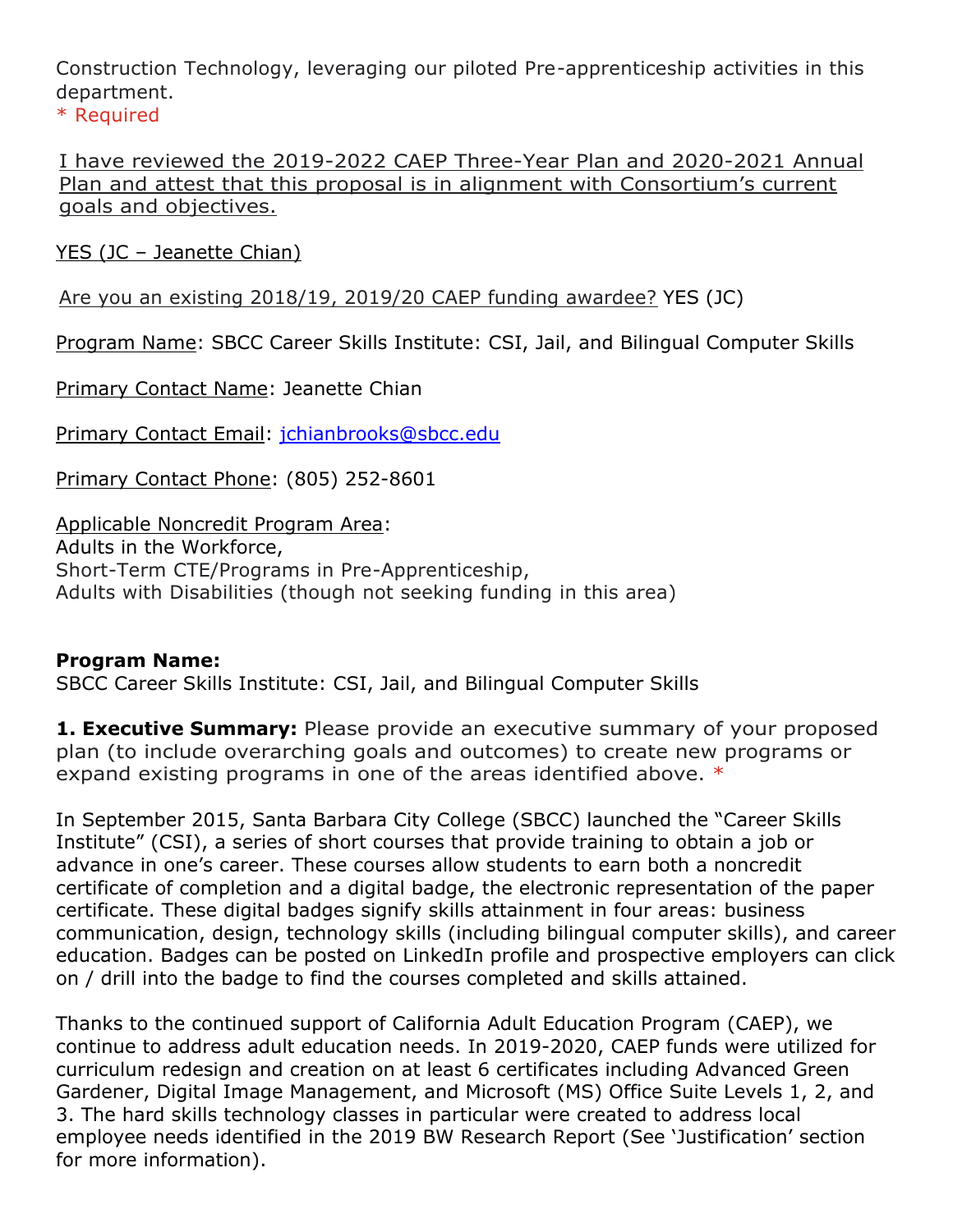Construction Technology, leveraging our piloted Pre-apprenticeship activities in this department.
* Required

I have reviewed the 2019-2022 CAEP Three-Year Plan and 2020-2021 Annual Plan and attest that this proposal is in alignment with Consortium's current goals and objectives.

YES (JC – Jeanette Chian)

Are you an existing 2018/19, 2019/20 CAEP funding awardee? YES (JC)

Program Name: SBCC Career Skills Institute: CSI, Jail, and Bilingual Computer Skills

Primary Contact Name: Jeanette Chian

Primary Contact Email: jchianbrooks@sbcc.edu

Primary Contact Phone: (805) 252-8601

Applicable Noncredit Program Area:
Adults in the Workforce,
Short-Term CTE/Programs in Pre-Apprenticeship,
Adults with Disabilities (though not seeking funding in this area)

**Program Name:**
SBCC Career Skills Institute: CSI, Jail, and Bilingual Computer Skills

**1. Executive Summary:** Please provide an executive summary of your proposed plan (to include overarching goals and outcomes) to create new programs or expand existing programs in one of the areas identified above. *

In September 2015, Santa Barbara City College (SBCC) launched the "Career Skills Institute" (CSI), a series of short courses that provide training to obtain a job or advance in one's career. These courses allow students to earn both a noncredit certificate of completion and a digital badge, the electronic representation of the paper certificate. These digital badges signify skills attainment in four areas: business communication, design, technology skills (including bilingual computer skills), and career education. Badges can be posted on LinkedIn profile and prospective employers can click on / drill into the badge to find the courses completed and skills attained.

Thanks to the continued support of California Adult Education Program (CAEP), we continue to address adult education needs. In 2019-2020, CAEP funds were utilized for curriculum redesign and creation on at least 6 certificates including Advanced Green Gardener, Digital Image Management, and Microsoft (MS) Office Suite Levels 1, 2, and 3. The hard skills technology classes in particular were created to address local employee needs identified in the 2019 BW Research Report (See 'Justification' section for more information).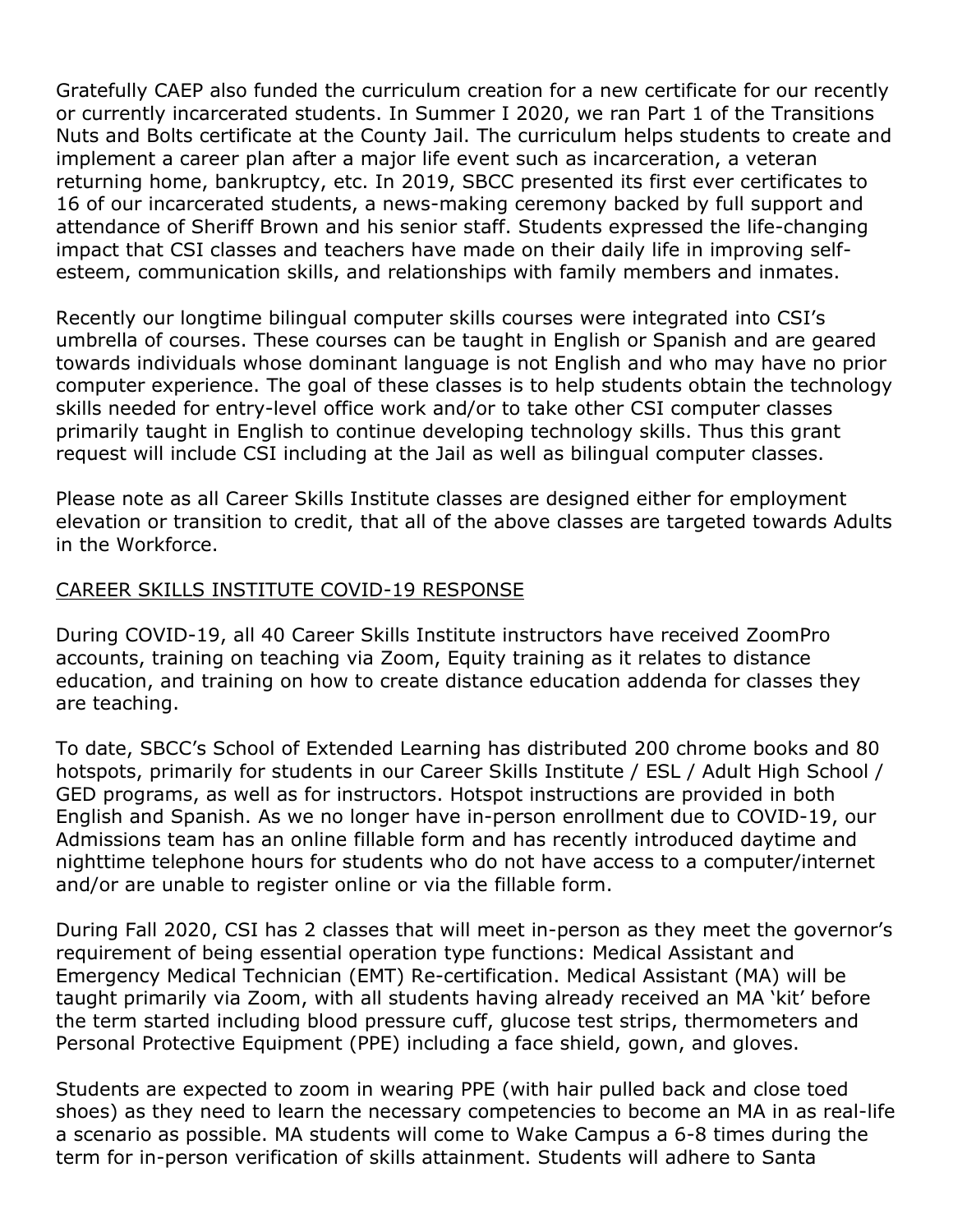Gratefully CAEP also funded the curriculum creation for a new certificate for our recently or currently incarcerated students. In Summer I 2020, we ran Part 1 of the Transitions Nuts and Bolts certificate at the County Jail. The curriculum helps students to create and implement a career plan after a major life event such as incarceration, a veteran returning home, bankruptcy, etc. In 2019, SBCC presented its first ever certificates to 16 of our incarcerated students, a news-making ceremony backed by full support and attendance of Sheriff Brown and his senior staff. Students expressed the life-changing impact that CSI classes and teachers have made on their daily life in improving self-esteem, communication skills, and relationships with family members and inmates.

Recently our longtime bilingual computer skills courses were integrated into CSI's umbrella of courses. These courses can be taught in English or Spanish and are geared towards individuals whose dominant language is not English and who may have no prior computer experience. The goal of these classes is to help students obtain the technology skills needed for entry-level office work and/or to take other CSI computer classes primarily taught in English to continue developing technology skills. Thus this grant request will include CSI including at the Jail as well as bilingual computer classes.

Please note as all Career Skills Institute classes are designed either for employment elevation or transition to credit, that all of the above classes are targeted towards Adults in the Workforce.

## CAREER SKILLS INSTITUTE COVID-19 RESPONSE

During COVID-19, all 40 Career Skills Institute instructors have received ZoomPro accounts, training on teaching via Zoom, Equity training as it relates to distance education, and training on how to create distance education addenda for classes they are teaching.

To date, SBCC's School of Extended Learning has distributed 200 chrome books and 80 hotspots, primarily for students in our Career Skills Institute / ESL / Adult High School / GED programs, as well as for instructors. Hotspot instructions are provided in both English and Spanish. As we no longer have in-person enrollment due to COVID-19, our Admissions team has an online fillable form and has recently introduced daytime and nighttime telephone hours for students who do not have access to a computer/internet and/or are unable to register online or via the fillable form.

During Fall 2020, CSI has 2 classes that will meet in-person as they meet the governor's requirement of being essential operation type functions: Medical Assistant and Emergency Medical Technician (EMT) Re-certification. Medical Assistant (MA) will be taught primarily via Zoom, with all students having already received an MA 'kit' before the term started including blood pressure cuff, glucose test strips, thermometers and Personal Protective Equipment (PPE) including a face shield, gown, and gloves.

Students are expected to zoom in wearing PPE (with hair pulled back and close toed shoes) as they need to learn the necessary competencies to become an MA in as real-life a scenario as possible. MA students will come to Wake Campus a 6-8 times during the term for in-person verification of skills attainment. Students will adhere to Santa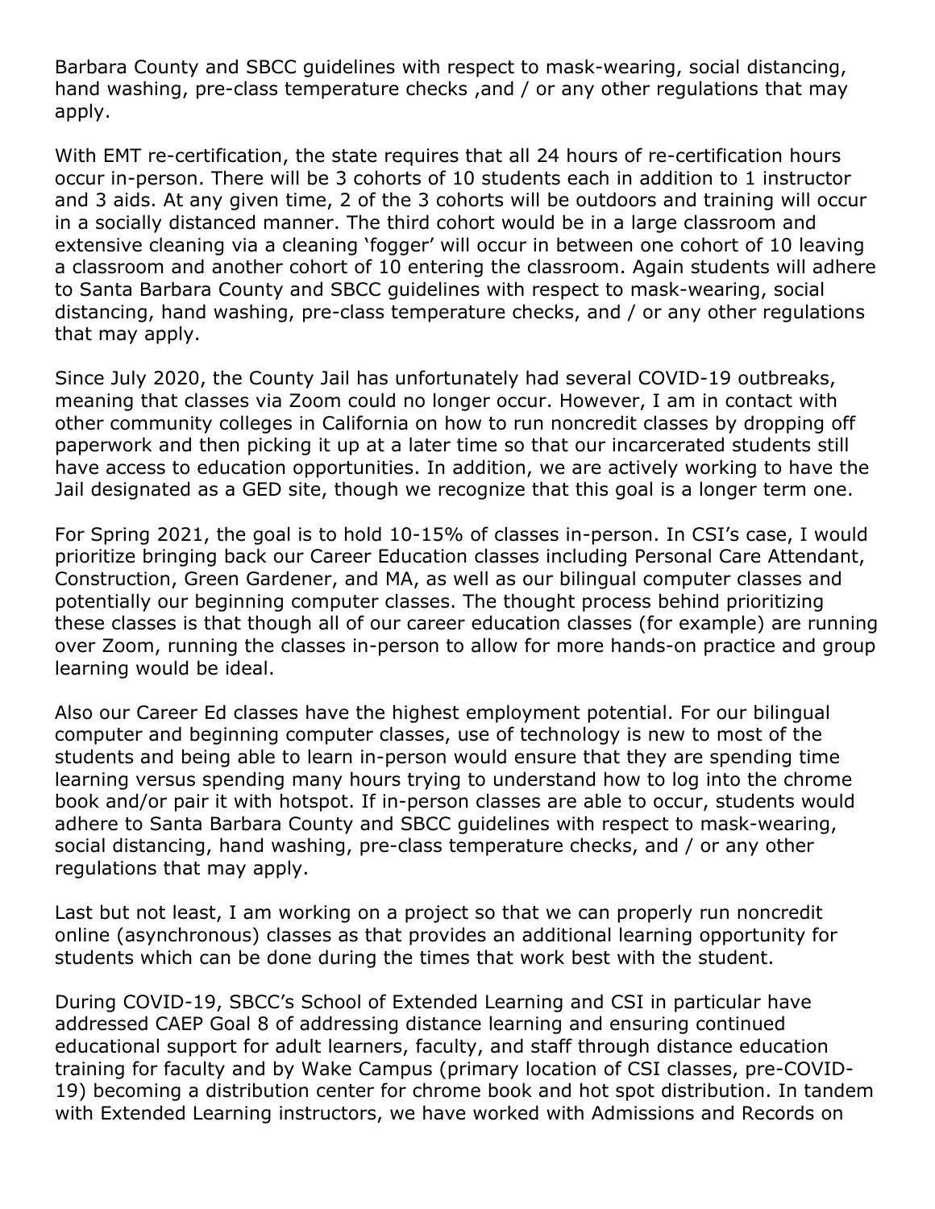Barbara County and SBCC guidelines with respect to mask-wearing, social distancing, hand washing, pre-class temperature checks ,and / or any other regulations that may apply.

With EMT re-certification, the state requires that all 24 hours of re-certification hours occur in-person. There will be 3 cohorts of 10 students each in addition to 1 instructor and 3 aids. At any given time, 2 of the 3 cohorts will be outdoors and training will occur in a socially distanced manner. The third cohort would be in a large classroom and extensive cleaning via a cleaning 'fogger' will occur in between one cohort of 10 leaving a classroom and another cohort of 10 entering the classroom. Again students will adhere to Santa Barbara County and SBCC guidelines with respect to mask-wearing, social distancing, hand washing, pre-class temperature checks, and / or any other regulations that may apply.

Since July 2020, the County Jail has unfortunately had several COVID-19 outbreaks, meaning that classes via Zoom could no longer occur. However, I am in contact with other community colleges in California on how to run noncredit classes by dropping off paperwork and then picking it up at a later time so that our incarcerated students still have access to education opportunities. In addition, we are actively working to have the Jail designated as a GED site, though we recognize that this goal is a longer term one.

For Spring 2021, the goal is to hold 10-15% of classes in-person. In CSI's case, I would prioritize bringing back our Career Education classes including Personal Care Attendant, Construction, Green Gardener, and MA, as well as our bilingual computer classes and potentially our beginning computer classes. The thought process behind prioritizing these classes is that though all of our career education classes (for example) are running over Zoom, running the classes in-person to allow for more hands-on practice and group learning would be ideal.

Also our Career Ed classes have the highest employment potential. For our bilingual computer and beginning computer classes, use of technology is new to most of the students and being able to learn in-person would ensure that they are spending time learning versus spending many hours trying to understand how to log into the chrome book and/or pair it with hotspot. If in-person classes are able to occur, students would adhere to Santa Barbara County and SBCC guidelines with respect to mask-wearing, social distancing, hand washing, pre-class temperature checks, and / or any other regulations that may apply.

Last but not least, I am working on a project so that we can properly run noncredit online (asynchronous) classes as that provides an additional learning opportunity for students which can be done during the times that work best with the student.

During COVID-19, SBCC's School of Extended Learning and CSI in particular have addressed CAEP Goal 8 of addressing distance learning and ensuring continued educational support for adult learners, faculty, and staff through distance education training for faculty and by Wake Campus (primary location of CSI classes, pre-COVID-19) becoming a distribution center for chrome book and hot spot distribution. In tandem with Extended Learning instructors, we have worked with Admissions and Records on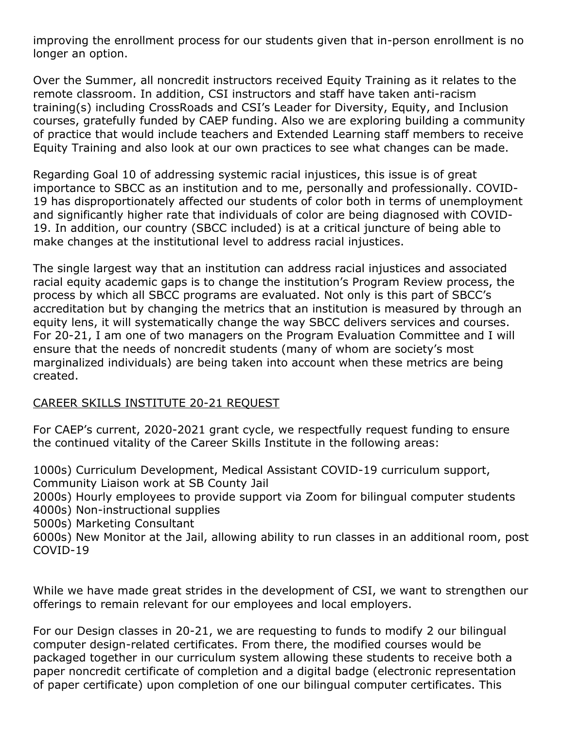improving the enrollment process for our students given that in-person enrollment is no longer an option.

Over the Summer, all noncredit instructors received Equity Training as it relates to the remote classroom. In addition, CSI instructors and staff have taken anti-racism training(s) including CrossRoads and CSI's Leader for Diversity, Equity, and Inclusion courses, gratefully funded by CAEP funding. Also we are exploring building a community of practice that would include teachers and Extended Learning staff members to receive Equity Training and also look at our own practices to see what changes can be made.

Regarding Goal 10 of addressing systemic racial injustices, this issue is of great importance to SBCC as an institution and to me, personally and professionally. COVID-19 has disproportionately affected our students of color both in terms of unemployment and significantly higher rate that individuals of color are being diagnosed with COVID-19. In addition, our country (SBCC included) is at a critical juncture of being able to make changes at the institutional level to address racial injustices.

The single largest way that an institution can address racial injustices and associated racial equity academic gaps is to change the institution's Program Review process, the process by which all SBCC programs are evaluated. Not only is this part of SBCC's accreditation but by changing the metrics that an institution is measured by through an equity lens, it will systematically change the way SBCC delivers services and courses. For 20-21, I am one of two managers on the Program Evaluation Committee and I will ensure that the needs of noncredit students (many of whom are society's most marginalized individuals) are being taken into account when these metrics are being created.

<u>CAREER SKILLS INSTITUTE 20-21 REQUEST</u>

For CAEP's current, 2020-2021 grant cycle, we respectfully request funding to ensure the continued vitality of the Career Skills Institute in the following areas:

1000s) Curriculum Development, Medical Assistant COVID-19 curriculum support, Community Liaison work at SB County Jail
2000s) Hourly employees to provide support via Zoom for bilingual computer students
4000s) Non-instructional supplies
5000s) Marketing Consultant
6000s) New Monitor at the Jail, allowing ability to run classes in an additional room, post COVID-19

While we have made great strides in the development of CSI, we want to strengthen our offerings to remain relevant for our employees and local employers.

For our Design classes in 20-21, we are requesting to funds to modify 2 our bilingual computer design-related certificates. From there, the modified courses would be packaged together in our curriculum system allowing these students to receive both a paper noncredit certificate of completion and a digital badge (electronic representation of paper certificate) upon completion of one our bilingual computer certificates. This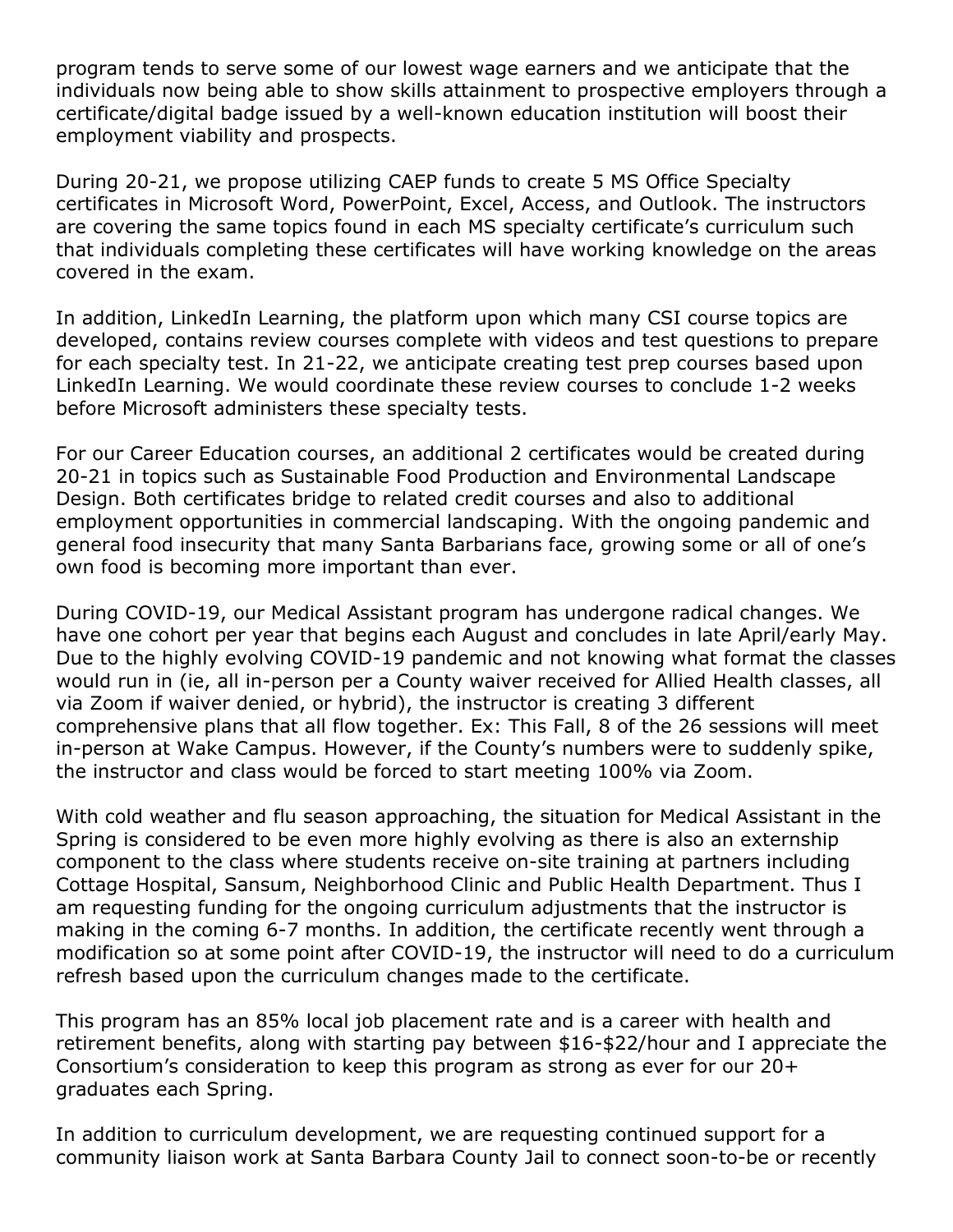program tends to serve some of our lowest wage earners and we anticipate that the individuals now being able to show skills attainment to prospective employers through a certificate/digital badge issued by a well-known education institution will boost their employment viability and prospects.

During 20-21, we propose utilizing CAEP funds to create 5 MS Office Specialty certificates in Microsoft Word, PowerPoint, Excel, Access, and Outlook. The instructors are covering the same topics found in each MS specialty certificate's curriculum such that individuals completing these certificates will have working knowledge on the areas covered in the exam.

In addition, LinkedIn Learning, the platform upon which many CSI course topics are developed, contains review courses complete with videos and test questions to prepare for each specialty test. In 21-22, we anticipate creating test prep courses based upon LinkedIn Learning. We would coordinate these review courses to conclude 1-2 weeks before Microsoft administers these specialty tests.

For our Career Education courses, an additional 2 certificates would be created during 20-21 in topics such as Sustainable Food Production and Environmental Landscape Design. Both certificates bridge to related credit courses and also to additional employment opportunities in commercial landscaping. With the ongoing pandemic and general food insecurity that many Santa Barbarians face, growing some or all of one's own food is becoming more important than ever.

During COVID-19, our Medical Assistant program has undergone radical changes. We have one cohort per year that begins each August and concludes in late April/early May. Due to the highly evolving COVID-19 pandemic and not knowing what format the classes would run in (ie, all in-person per a County waiver received for Allied Health classes, all via Zoom if waiver denied, or hybrid), the instructor is creating 3 different comprehensive plans that all flow together. Ex: This Fall, 8 of the 26 sessions will meet in-person at Wake Campus. However, if the County's numbers were to suddenly spike, the instructor and class would be forced to start meeting 100% via Zoom.

With cold weather and flu season approaching, the situation for Medical Assistant in the Spring is considered to be even more highly evolving as there is also an externship component to the class where students receive on-site training at partners including Cottage Hospital, Sansum, Neighborhood Clinic and Public Health Department. Thus I am requesting funding for the ongoing curriculum adjustments that the instructor is making in the coming 6-7 months. In addition, the certificate recently went through a modification so at some point after COVID-19, the instructor will need to do a curriculum refresh based upon the curriculum changes made to the certificate.

This program has an 85% local job placement rate and is a career with health and retirement benefits, along with starting pay between $16-$22/hour and I appreciate the Consortium's consideration to keep this program as strong as ever for our 20+ graduates each Spring.

In addition to curriculum development, we are requesting continued support for a community liaison work at Santa Barbara County Jail to connect soon-to-be or recently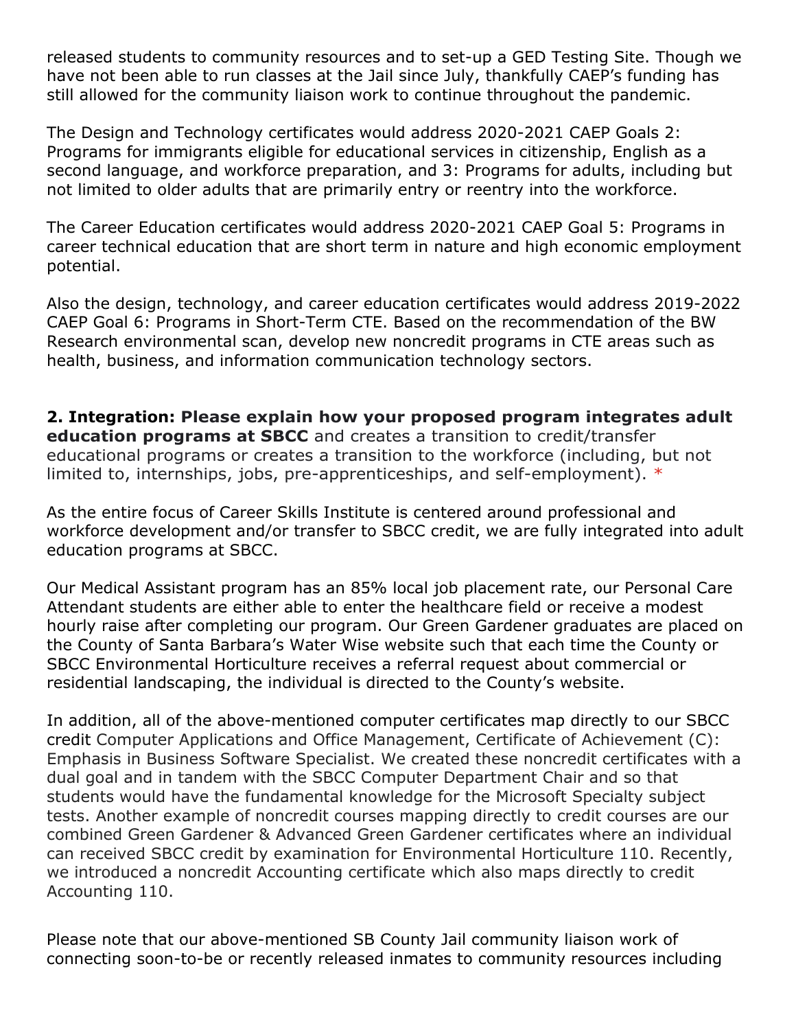released students to community resources and to set-up a GED Testing Site. Though we have not been able to run classes at the Jail since July, thankfully CAEP's funding has still allowed for the community liaison work to continue throughout the pandemic.

The Design and Technology certificates would address 2020-2021 CAEP Goals 2: Programs for immigrants eligible for educational services in citizenship, English as a second language, and workforce preparation, and 3: Programs for adults, including but not limited to older adults that are primarily entry or reentry into the workforce.

The Career Education certificates would address 2020-2021 CAEP Goal 5: Programs in career technical education that are short term in nature and high economic employment potential.

Also the design, technology, and career education certificates would address 2019-2022 CAEP Goal 6: Programs in Short-Term CTE. Based on the recommendation of the BW Research environmental scan, develop new noncredit programs in CTE areas such as health, business, and information communication technology sectors.

**2. Integration: Please explain how your proposed program integrates adult education programs at SBCC** and creates a transition to credit/transfer educational programs or creates a transition to the workforce (including, but not limited to, internships, jobs, pre-apprenticeships, and self-employment). *

As the entire focus of Career Skills Institute is centered around professional and workforce development and/or transfer to SBCC credit, we are fully integrated into adult education programs at SBCC.

Our Medical Assistant program has an 85% local job placement rate, our Personal Care Attendant students are either able to enter the healthcare field or receive a modest hourly raise after completing our program. Our Green Gardener graduates are placed on the County of Santa Barbara's Water Wise website such that each time the County or SBCC Environmental Horticulture receives a referral request about commercial or residential landscaping, the individual is directed to the County's website.

In addition, all of the above-mentioned computer certificates map directly to our SBCC credit Computer Applications and Office Management, Certificate of Achievement (C): Emphasis in Business Software Specialist. We created these noncredit certificates with a dual goal and in tandem with the SBCC Computer Department Chair and so that students would have the fundamental knowledge for the Microsoft Specialty subject tests. Another example of noncredit courses mapping directly to credit courses are our combined Green Gardener & Advanced Green Gardener certificates where an individual can received SBCC credit by examination for Environmental Horticulture 110. Recently, we introduced a noncredit Accounting certificate which also maps directly to credit Accounting 110.

Please note that our above-mentioned SB County Jail community liaison work of connecting soon-to-be or recently released inmates to community resources including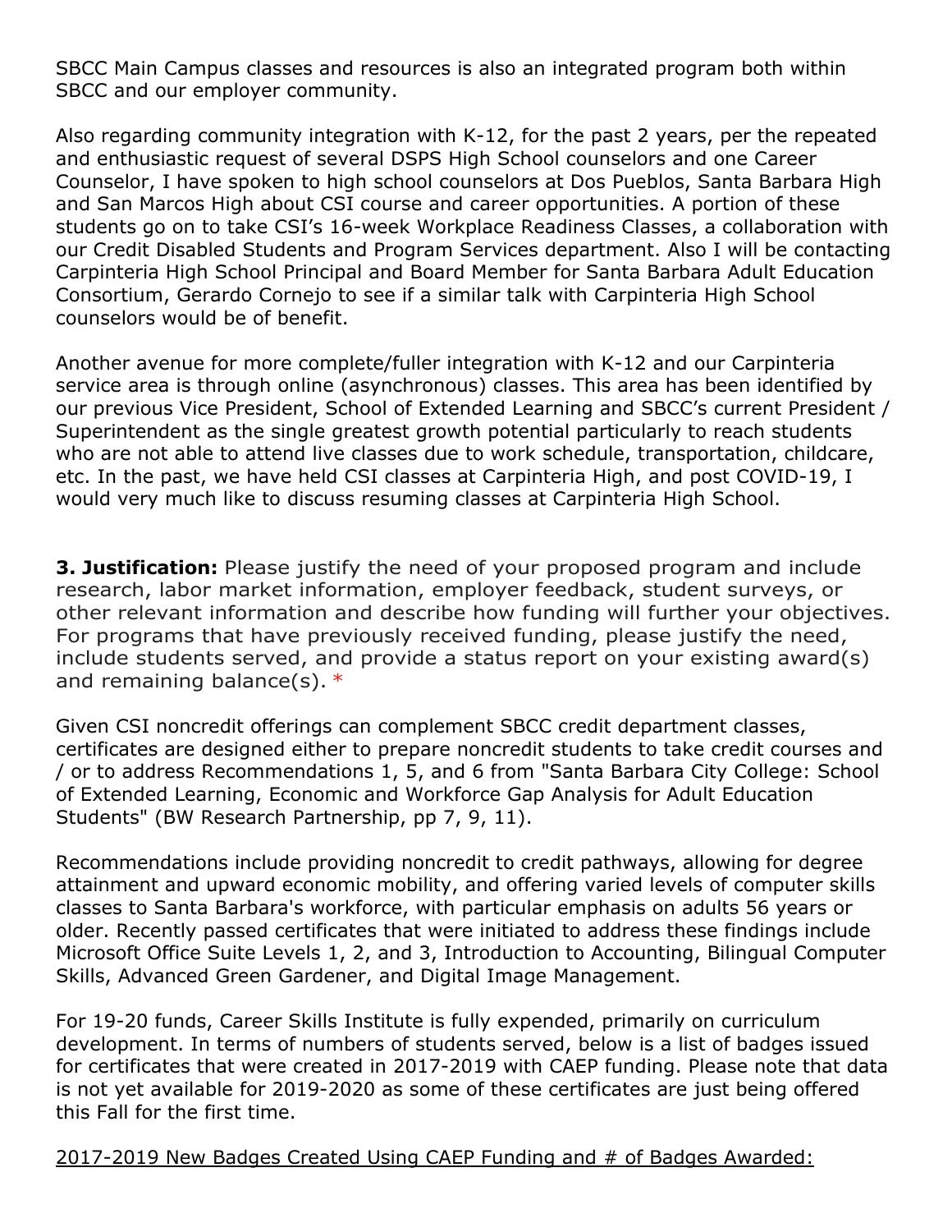SBCC Main Campus classes and resources is also an integrated program both within SBCC and our employer community.

Also regarding community integration with K-12, for the past 2 years, per the repeated and enthusiastic request of several DSPS High School counselors and one Career Counselor, I have spoken to high school counselors at Dos Pueblos, Santa Barbara High and San Marcos High about CSI course and career opportunities. A portion of these students go on to take CSI's 16-week Workplace Readiness Classes, a collaboration with our Credit Disabled Students and Program Services department. Also I will be contacting Carpinteria High School Principal and Board Member for Santa Barbara Adult Education Consortium, Gerardo Cornejo to see if a similar talk with Carpinteria High School counselors would be of benefit.

Another avenue for more complete/fuller integration with K-12 and our Carpinteria service area is through online (asynchronous) classes. This area has been identified by our previous Vice President, School of Extended Learning and SBCC's current President / Superintendent as the single greatest growth potential particularly to reach students who are not able to attend live classes due to work schedule, transportation, childcare, etc. In the past, we have held CSI classes at Carpinteria High, and post COVID-19, I would very much like to discuss resuming classes at Carpinteria High School.

**3. Justification:** Please justify the need of your proposed program and include research, labor market information, employer feedback, student surveys, or other relevant information and describe how funding will further your objectives. For programs that have previously received funding, please justify the need, include students served, and provide a status report on your existing award(s) and remaining balance(s). *

Given CSI noncredit offerings can complement SBCC credit department classes, certificates are designed either to prepare noncredit students to take credit courses and / or to address Recommendations 1, 5, and 6 from "Santa Barbara City College: School of Extended Learning, Economic and Workforce Gap Analysis for Adult Education Students" (BW Research Partnership, pp 7, 9, 11).

Recommendations include providing noncredit to credit pathways, allowing for degree attainment and upward economic mobility, and offering varied levels of computer skills classes to Santa Barbara's workforce, with particular emphasis on adults 56 years or older. Recently passed certificates that were initiated to address these findings include Microsoft Office Suite Levels 1, 2, and 3, Introduction to Accounting, Bilingual Computer Skills, Advanced Green Gardener, and Digital Image Management.

For 19-20 funds, Career Skills Institute is fully expended, primarily on curriculum development. In terms of numbers of students served, below is a list of badges issued for certificates that were created in 2017-2019 with CAEP funding. Please note that data is not yet available for 2019-2020 as some of these certificates are just being offered this Fall for the first time.

<u>2017-2019 New Badges Created Using CAEP Funding and # of Badges Awarded:</u>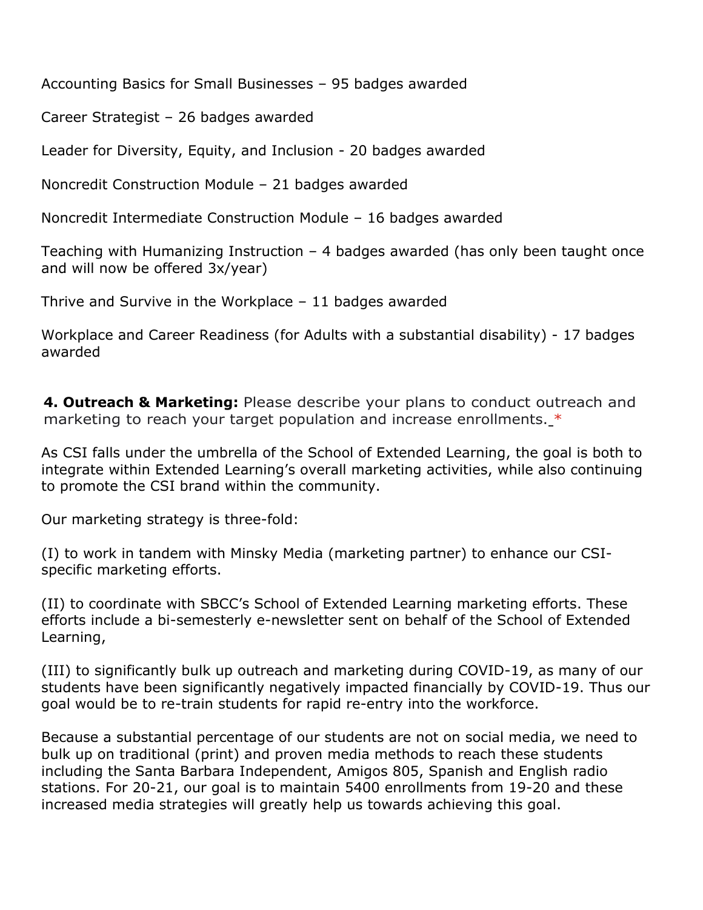Accounting Basics for Small Businesses – 95 badges awarded

Career Strategist – 26 badges awarded

Leader for Diversity, Equity, and Inclusion - 20 badges awarded

Noncredit Construction Module – 21 badges awarded

Noncredit Intermediate Construction Module – 16 badges awarded

Teaching with Humanizing Instruction – 4 badges awarded (has only been taught once and will now be offered 3x/year)

Thrive and Survive in the Workplace – 11 badges awarded

Workplace and Career Readiness (for Adults with a substantial disability) - 17 badges awarded

**4. Outreach & Marketing:** Please describe your plans to conduct outreach and marketing to reach your target population and increase enrollments. *

As CSI falls under the umbrella of the School of Extended Learning, the goal is both to integrate within Extended Learning's overall marketing activities, while also continuing to promote the CSI brand within the community.

Our marketing strategy is three-fold:

(I) to work in tandem with Minsky Media (marketing partner) to enhance our CSI-specific marketing efforts.

(II) to coordinate with SBCC's School of Extended Learning marketing efforts. These efforts include a bi-semesterly e-newsletter sent on behalf of the School of Extended Learning,

(III) to significantly bulk up outreach and marketing during COVID-19, as many of our students have been significantly negatively impacted financially by COVID-19. Thus our goal would be to re-train students for rapid re-entry into the workforce.

Because a substantial percentage of our students are not on social media, we need to bulk up on traditional (print) and proven media methods to reach these students including the Santa Barbara Independent, Amigos 805, Spanish and English radio stations. For 20-21, our goal is to maintain 5400 enrollments from 19-20 and these increased media strategies will greatly help us towards achieving this goal.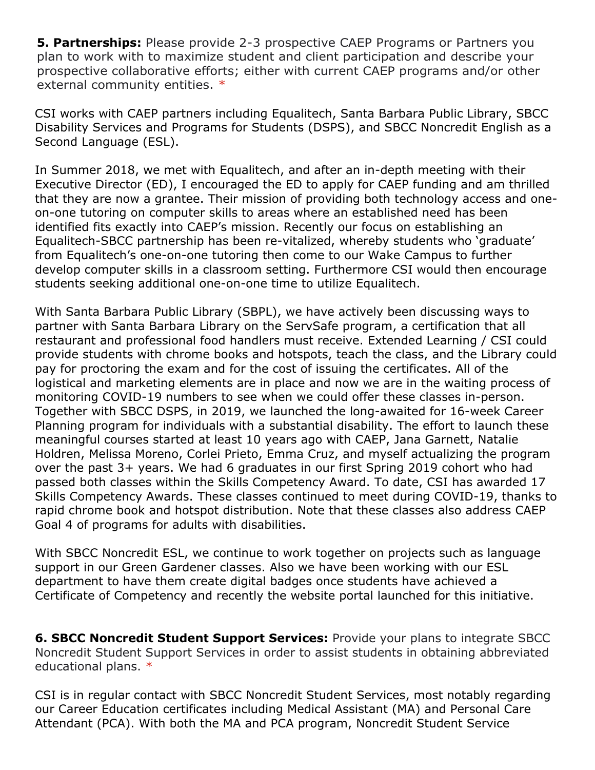**5. Partnerships:** Please provide 2-3 prospective CAEP Programs or Partners you plan to work with to maximize student and client participation and describe your prospective collaborative efforts; either with current CAEP programs and/or other external community entities. *

CSI works with CAEP partners including Equalitech, Santa Barbara Public Library, SBCC Disability Services and Programs for Students (DSPS), and SBCC Noncredit English as a Second Language (ESL).

In Summer 2018, we met with Equalitech, and after an in-depth meeting with their Executive Director (ED), I encouraged the ED to apply for CAEP funding and am thrilled that they are now a grantee. Their mission of providing both technology access and one-on-one tutoring on computer skills to areas where an established need has been identified fits exactly into CAEP's mission. Recently our focus on establishing an Equalitech-SBCC partnership has been re-vitalized, whereby students who 'graduate' from Equalitech's one-on-one tutoring then come to our Wake Campus to further develop computer skills in a classroom setting. Furthermore CSI would then encourage students seeking additional one-on-one time to utilize Equalitech.

With Santa Barbara Public Library (SBPL), we have actively been discussing ways to partner with Santa Barbara Library on the ServSafe program, a certification that all restaurant and professional food handlers must receive. Extended Learning / CSI could provide students with chrome books and hotspots, teach the class, and the Library could pay for proctoring the exam and for the cost of issuing the certificates. All of the logistical and marketing elements are in place and now we are in the waiting process of monitoring COVID-19 numbers to see when we could offer these classes in-person. Together with SBCC DSPS, in 2019, we launched the long-awaited for 16-week Career Planning program for individuals with a substantial disability. The effort to launch these meaningful courses started at least 10 years ago with CAEP, Jana Garnett, Natalie Holdren, Melissa Moreno, Corlei Prieto, Emma Cruz, and myself actualizing the program over the past 3+ years. We had 6 graduates in our first Spring 2019 cohort who had passed both classes within the Skills Competency Award. To date, CSI has awarded 17 Skills Competency Awards. These classes continued to meet during COVID-19, thanks to rapid chrome book and hotspot distribution. Note that these classes also address CAEP Goal 4 of programs for adults with disabilities.

With SBCC Noncredit ESL, we continue to work together on projects such as language support in our Green Gardener classes. Also we have been working with our ESL department to have them create digital badges once students have achieved a Certificate of Competency and recently the website portal launched for this initiative.

**6. SBCC Noncredit Student Support Services:** Provide your plans to integrate SBCC Noncredit Student Support Services in order to assist students in obtaining abbreviated educational plans. *

CSI is in regular contact with SBCC Noncredit Student Services, most notably regarding our Career Education certificates including Medical Assistant (MA) and Personal Care Attendant (PCA). With both the MA and PCA program, Noncredit Student Service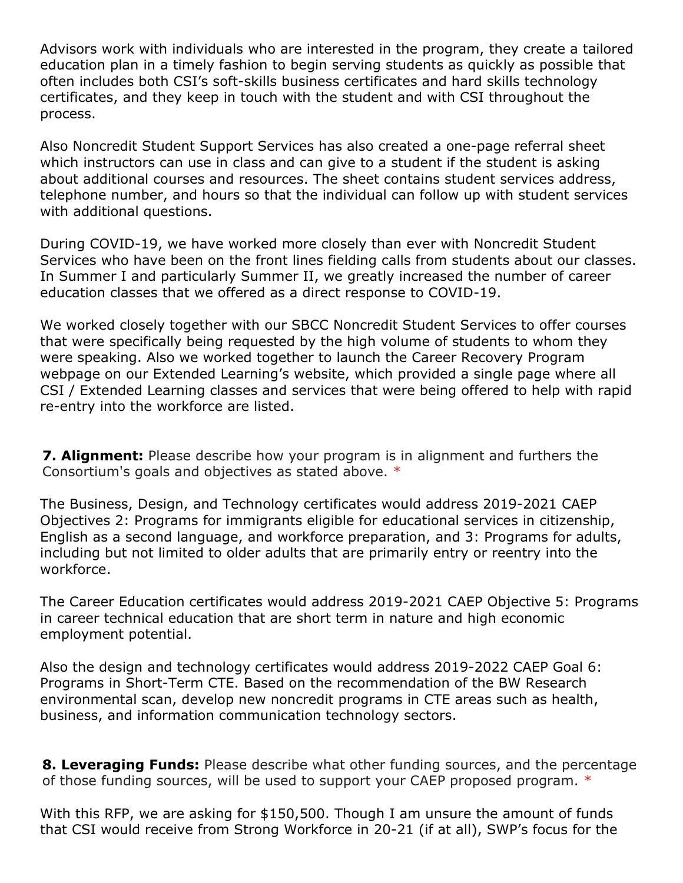Advisors work with individuals who are interested in the program, they create a tailored education plan in a timely fashion to begin serving students as quickly as possible that often includes both CSI's soft-skills business certificates and hard skills technology certificates, and they keep in touch with the student and with CSI throughout the process.

Also Noncredit Student Support Services has also created a one-page referral sheet which instructors can use in class and can give to a student if the student is asking about additional courses and resources. The sheet contains student services address, telephone number, and hours so that the individual can follow up with student services with additional questions.

During COVID-19, we have worked more closely than ever with Noncredit Student Services who have been on the front lines fielding calls from students about our classes. In Summer I and particularly Summer II, we greatly increased the number of career education classes that we offered as a direct response to COVID-19.

We worked closely together with our SBCC Noncredit Student Services to offer courses that were specifically being requested by the high volume of students to whom they were speaking. Also we worked together to launch the Career Recovery Program webpage on our Extended Learning's website, which provided a single page where all CSI / Extended Learning classes and services that were being offered to help with rapid re-entry into the workforce are listed.

**7. Alignment:** Please describe how your program is in alignment and furthers the Consortium's goals and objectives as stated above. *

The Business, Design, and Technology certificates would address 2019-2021 CAEP Objectives 2: Programs for immigrants eligible for educational services in citizenship, English as a second language, and workforce preparation, and 3: Programs for adults, including but not limited to older adults that are primarily entry or reentry into the workforce.

The Career Education certificates would address 2019-2021 CAEP Objective 5: Programs in career technical education that are short term in nature and high economic employment potential.

Also the design and technology certificates would address 2019-2022 CAEP Goal 6: Programs in Short-Term CTE. Based on the recommendation of the BW Research environmental scan, develop new noncredit programs in CTE areas such as health, business, and information communication technology sectors.

**8. Leveraging Funds:** Please describe what other funding sources, and the percentage of those funding sources, will be used to support your CAEP proposed program. *

With this RFP, we are asking for $150,500. Though I am unsure the amount of funds that CSI would receive from Strong Workforce in 20-21 (if at all), SWP's focus for the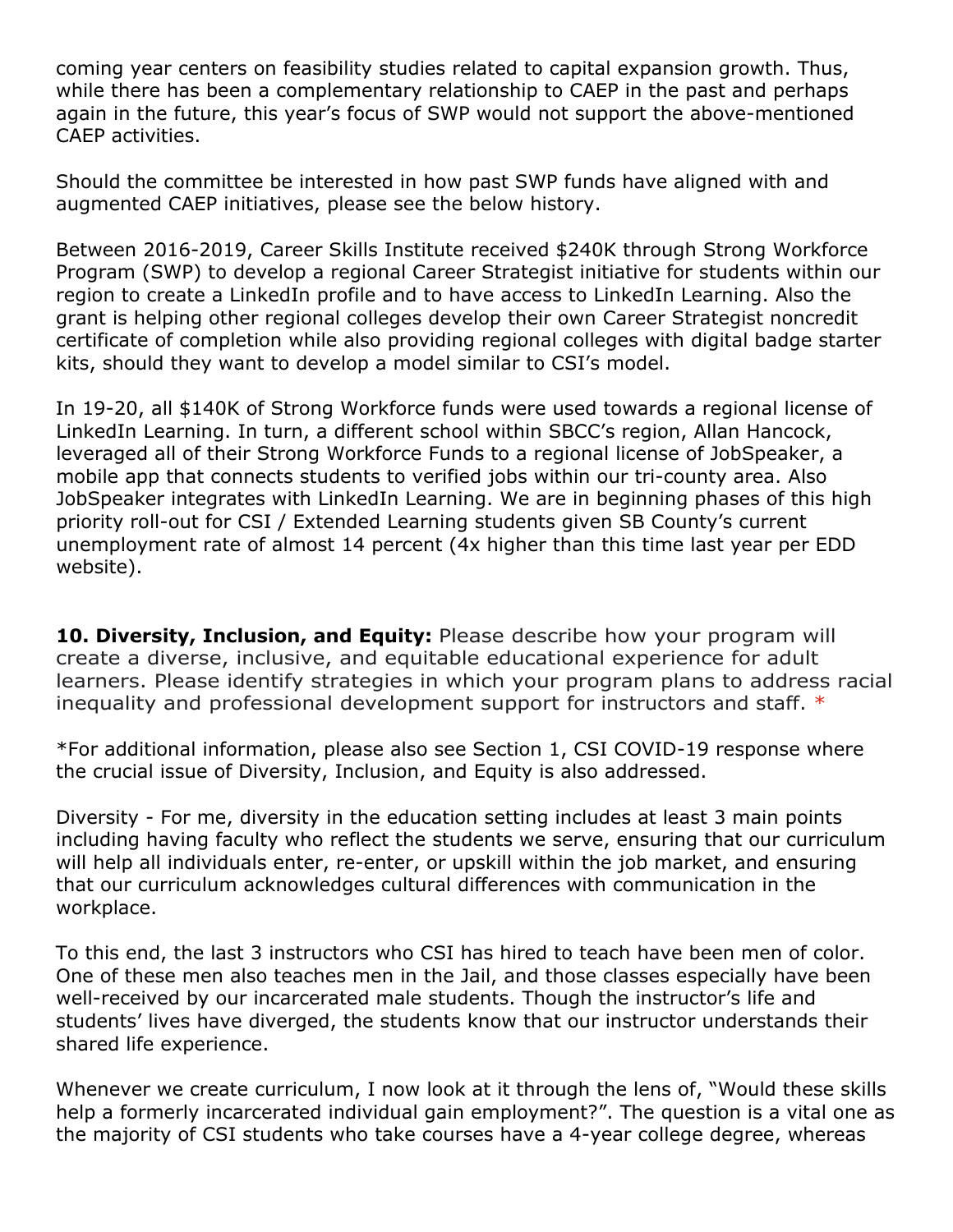coming year centers on feasibility studies related to capital expansion growth. Thus, while there has been a complementary relationship to CAEP in the past and perhaps again in the future, this year's focus of SWP would not support the above-mentioned CAEP activities.

Should the committee be interested in how past SWP funds have aligned with and augmented CAEP initiatives, please see the below history.

Between 2016-2019, Career Skills Institute received $240K through Strong Workforce Program (SWP) to develop a regional Career Strategist initiative for students within our region to create a LinkedIn profile and to have access to LinkedIn Learning. Also the grant is helping other regional colleges develop their own Career Strategist noncredit certificate of completion while also providing regional colleges with digital badge starter kits, should they want to develop a model similar to CSI's model.

In 19-20, all $140K of Strong Workforce funds were used towards a regional license of LinkedIn Learning. In turn, a different school within SBCC's region, Allan Hancock, leveraged all of their Strong Workforce Funds to a regional license of JobSpeaker, a mobile app that connects students to verified jobs within our tri-county area. Also JobSpeaker integrates with LinkedIn Learning. We are in beginning phases of this high priority roll-out for CSI / Extended Learning students given SB County's current unemployment rate of almost 14 percent (4x higher than this time last year per EDD website).

**10. Diversity, Inclusion, and Equity:** Please describe how your program will create a diverse, inclusive, and equitable educational experience for adult learners. Please identify strategies in which your program plans to address racial inequality and professional development support for instructors and staff. *

*For additional information, please also see Section 1, CSI COVID-19 response where the crucial issue of Diversity, Inclusion, and Equity is also addressed.

Diversity - For me, diversity in the education setting includes at least 3 main points including having faculty who reflect the students we serve, ensuring that our curriculum will help all individuals enter, re-enter, or upskill within the job market, and ensuring that our curriculum acknowledges cultural differences with communication in the workplace.

To this end, the last 3 instructors who CSI has hired to teach have been men of color. One of these men also teaches men in the Jail, and those classes especially have been well-received by our incarcerated male students. Though the instructor's life and students' lives have diverged, the students know that our instructor understands their shared life experience.

Whenever we create curriculum, I now look at it through the lens of, "Would these skills help a formerly incarcerated individual gain employment?". The question is a vital one as the majority of CSI students who take courses have a 4-year college degree, whereas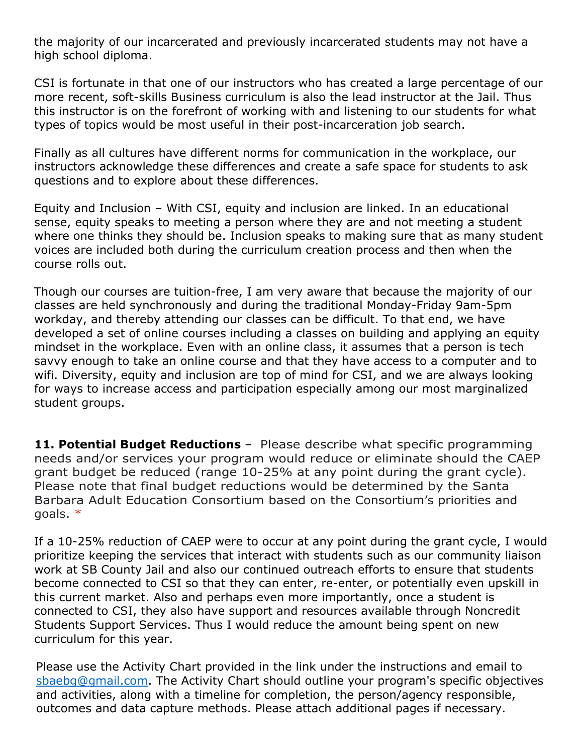the majority of our incarcerated and previously incarcerated students may not have a high school diploma.

CSI is fortunate in that one of our instructors who has created a large percentage of our more recent, soft-skills Business curriculum is also the lead instructor at the Jail. Thus this instructor is on the forefront of working with and listening to our students for what types of topics would be most useful in their post-incarceration job search.

Finally as all cultures have different norms for communication in the workplace, our instructors acknowledge these differences and create a safe space for students to ask questions and to explore about these differences.

Equity and Inclusion – With CSI, equity and inclusion are linked. In an educational sense, equity speaks to meeting a person where they are and not meeting a student where one thinks they should be. Inclusion speaks to making sure that as many student voices are included both during the curriculum creation process and then when the course rolls out.

Though our courses are tuition-free, I am very aware that because the majority of our classes are held synchronously and during the traditional Monday-Friday 9am-5pm workday, and thereby attending our classes can be difficult. To that end, we have developed a set of online courses including a classes on building and applying an equity mindset in the workplace. Even with an online class, it assumes that a person is tech savvy enough to take an online course and that they have access to a computer and to wifi. Diversity, equity and inclusion are top of mind for CSI, and we are always looking for ways to increase access and participation especially among our most marginalized student groups.

**11. Potential Budget Reductions** – Please describe what specific programming needs and/or services your program would reduce or eliminate should the CAEP grant budget be reduced (range 10-25% at any point during the grant cycle). Please note that final budget reductions would be determined by the Santa Barbara Adult Education Consortium based on the Consortium's priorities and goals. *

If a 10-25% reduction of CAEP were to occur at any point during the grant cycle, I would prioritize keeping the services that interact with students such as our community liaison work at SB County Jail and also our continued outreach efforts to ensure that students become connected to CSI so that they can enter, re-enter, or potentially even upskill in this current market. Also and perhaps even more importantly, once a student is connected to CSI, they also have support and resources available through Noncredit Students Support Services. Thus I would reduce the amount being spent on new curriculum for this year.

Please use the Activity Chart provided in the link under the instructions and email to sbaebg@gmail.com. The Activity Chart should outline your program's specific objectives and activities, along with a timeline for completion, the person/agency responsible, outcomes and data capture methods. Please attach additional pages if necessary.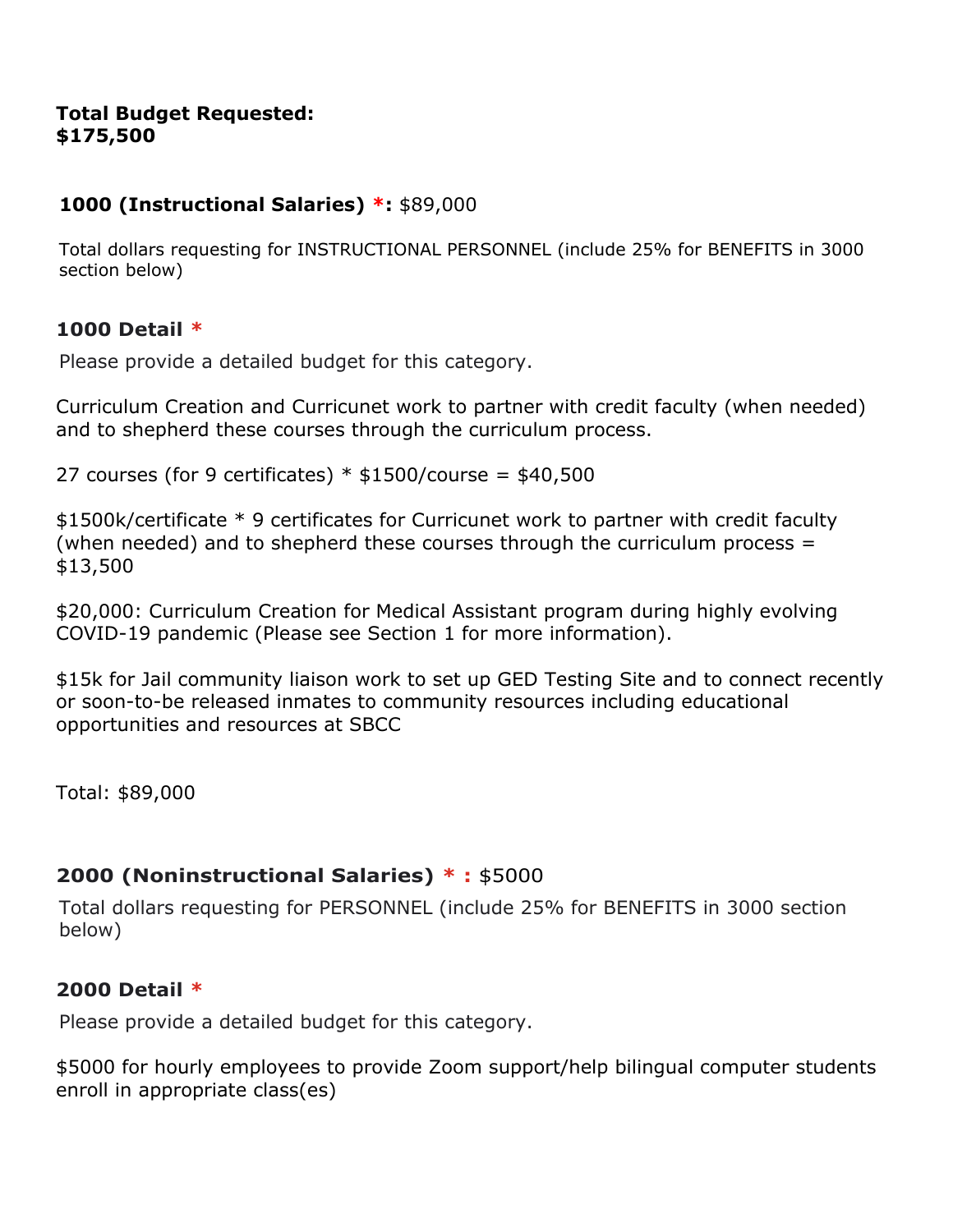**Total Budget Requested:**
**$175,500**

### 1000 (Instructional Salaries) *: $89,000

Total dollars requesting for INSTRUCTIONAL PERSONNEL (include 25% for BENEFITS in 3000 section below)

### 1000 Detail *

Please provide a detailed budget for this category.

Curriculum Creation and Curricunet work to partner with credit faculty (when needed) and to shepherd these courses through the curriculum process.

27 courses (for 9 certificates) * $1500/course = $40,500

$1500k/certificate * 9 certificates for Curricunet work to partner with credit faculty (when needed) and to shepherd these courses through the curriculum process = $13,500

$20,000: Curriculum Creation for Medical Assistant program during highly evolving COVID-19 pandemic (Please see Section 1 for more information).

$15k for Jail community liaison work to set up GED Testing Site and to connect recently or soon-to-be released inmates to community resources including educational opportunities and resources at SBCC

Total: $89,000

### 2000 (Noninstructional Salaries) * : $5000

Total dollars requesting for PERSONNEL (include 25% for BENEFITS in 3000 section below)

### 2000 Detail *

Please provide a detailed budget for this category.

$5000 for hourly employees to provide Zoom support/help bilingual computer students enroll in appropriate class(es)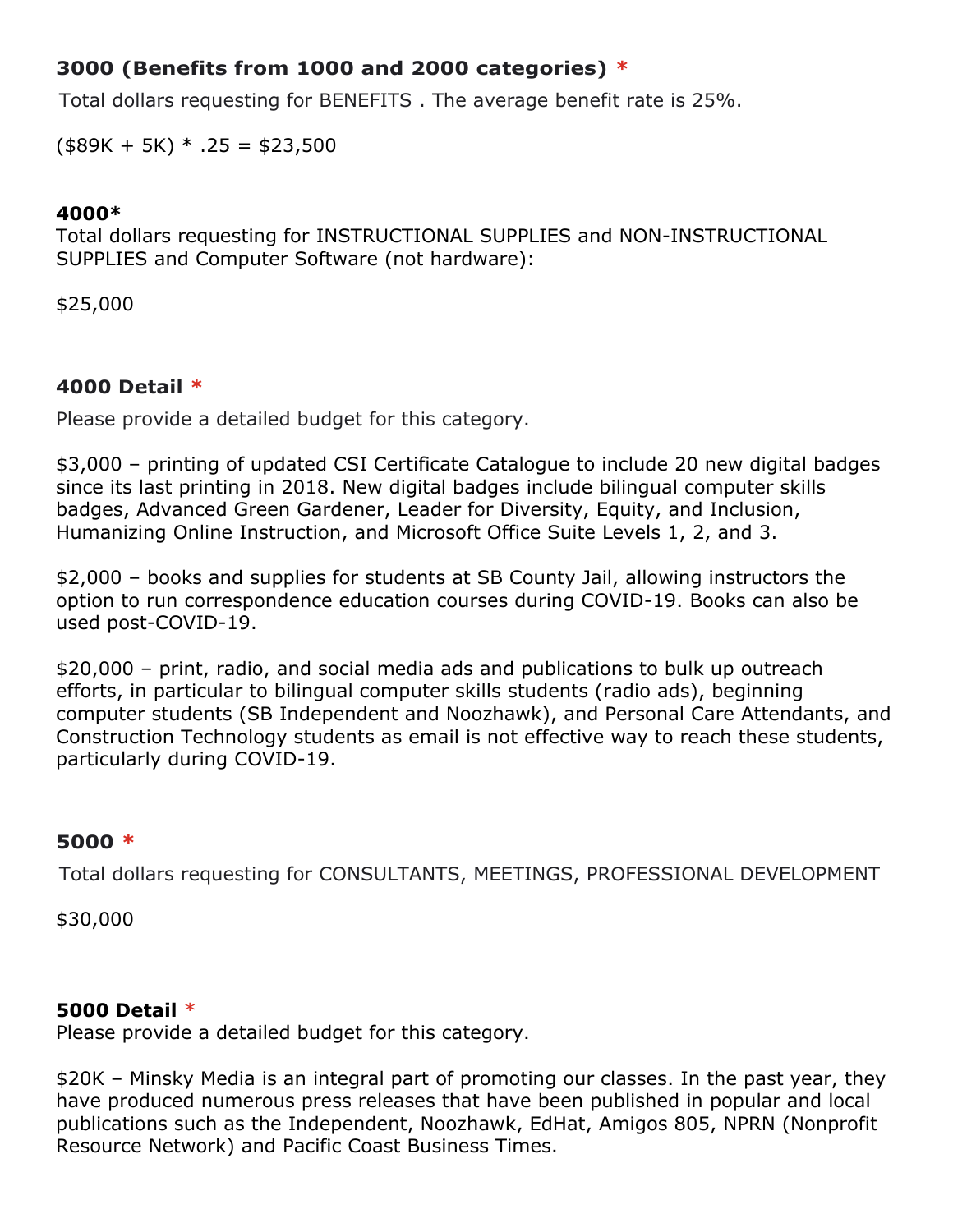**3000 (Benefits from 1000 and 2000 categories) ***

Total dollars requesting for BENEFITS . The average benefit rate is 25%.

($89K + 5K) * .25 = $23,500

**4000***

Total dollars requesting for INSTRUCTIONAL SUPPLIES and NON-INSTRUCTIONAL SUPPLIES and Computer Software (not hardware):

$25,000

**4000 Detail ***

Please provide a detailed budget for this category.

$3,000 – printing of updated CSI Certificate Catalogue to include 20 new digital badges since its last printing in 2018. New digital badges include bilingual computer skills badges, Advanced Green Gardener, Leader for Diversity, Equity, and Inclusion, Humanizing Online Instruction, and Microsoft Office Suite Levels 1, 2, and 3.

$2,000 – books and supplies for students at SB County Jail, allowing instructors the option to run correspondence education courses during COVID-19. Books can also be used post-COVID-19.

$20,000 – print, radio, and social media ads and publications to bulk up outreach efforts, in particular to bilingual computer skills students (radio ads), beginning computer students (SB Independent and Noozhawk), and Personal Care Attendants, and Construction Technology students as email is not effective way to reach these students, particularly during COVID-19.

**5000 ***

Total dollars requesting for CONSULTANTS, MEETINGS, PROFESSIONAL DEVELOPMENT

$30,000

**5000 Detail ***

Please provide a detailed budget for this category.

$20K – Minsky Media is an integral part of promoting our classes. In the past year, they have produced numerous press releases that have been published in popular and local publications such as the Independent, Noozhawk, EdHat, Amigos 805, NPRN (Nonprofit Resource Network) and Pacific Coast Business Times.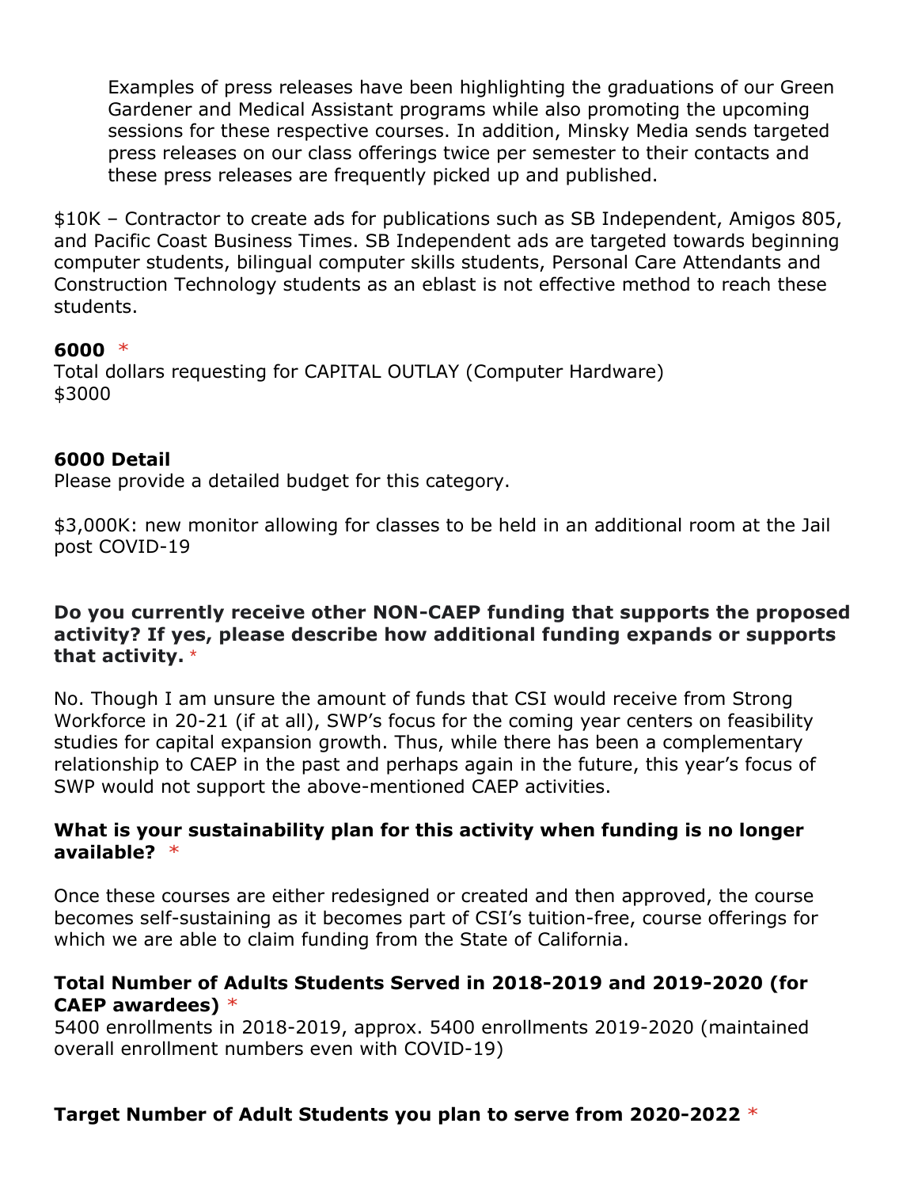Examples of press releases have been highlighting the graduations of our Green Gardener and Medical Assistant programs while also promoting the upcoming sessions for these respective courses. In addition, Minsky Media sends targeted press releases on our class offerings twice per semester to their contacts and these press releases are frequently picked up and published.

$10K – Contractor to create ads for publications such as SB Independent, Amigos 805, and Pacific Coast Business Times. SB Independent ads are targeted towards beginning computer students, bilingual computer skills students, Personal Care Attendants and Construction Technology students as an eblast is not effective method to reach these students.

**6000** *

Total dollars requesting for CAPITAL OUTLAY (Computer Hardware)
$3000

**6000 Detail**

Please provide a detailed budget for this category.

$3,000K: new monitor allowing for classes to be held in an additional room at the Jail post COVID-19

**Do you currently receive other NON-CAEP funding that supports the proposed activity? If yes, please describe how additional funding expands or supports that activity.** *

No. Though I am unsure the amount of funds that CSI would receive from Strong Workforce in 20-21 (if at all), SWP's focus for the coming year centers on feasibility studies for capital expansion growth. Thus, while there has been a complementary relationship to CAEP in the past and perhaps again in the future, this year's focus of SWP would not support the above-mentioned CAEP activities.

**What is your sustainability plan for this activity when funding is no longer available?** *

Once these courses are either redesigned or created and then approved, the course becomes self-sustaining as it becomes part of CSI's tuition-free, course offerings for which we are able to claim funding from the State of California.

**Total Number of Adults Students Served in 2018-2019 and 2019-2020 (for CAEP awardees)** *

5400 enrollments in 2018-2019, approx. 5400 enrollments 2019-2020 (maintained overall enrollment numbers even with COVID-19)

**Target Number of Adult Students you plan to serve from 2020-2022** *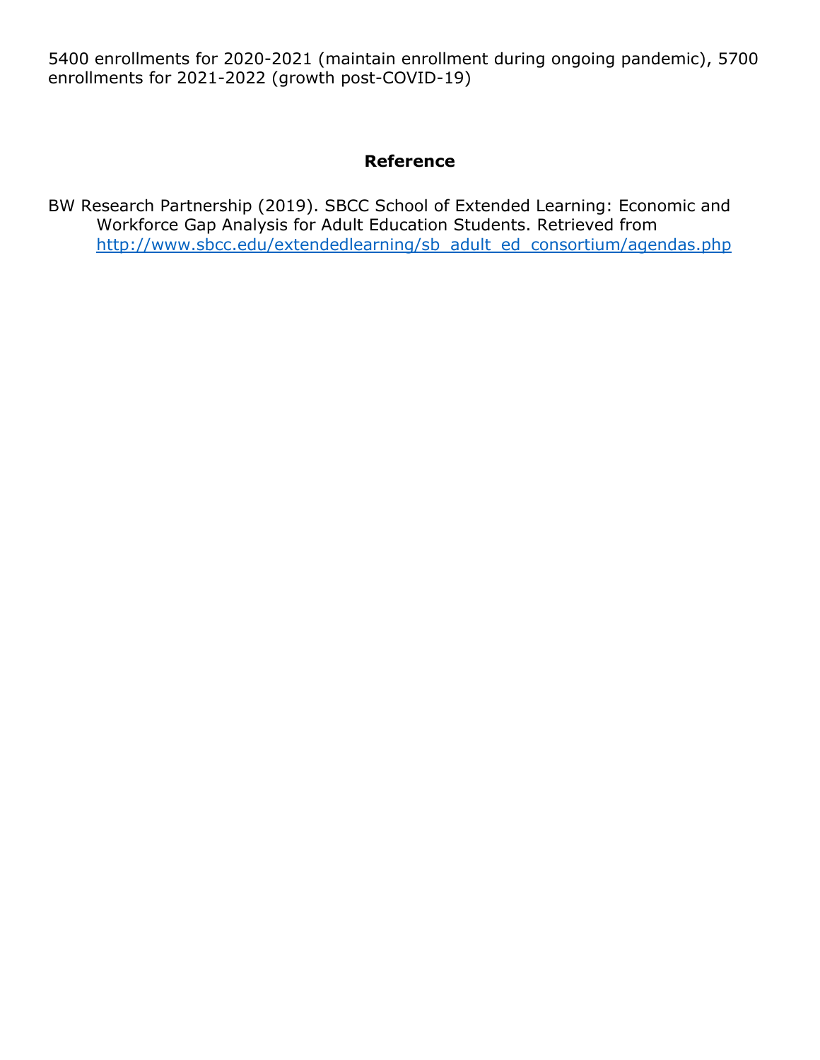5400 enrollments for 2020-2021 (maintain enrollment during ongoing pandemic), 5700 enrollments for 2021-2022 (growth post-COVID-19)

## Reference

BW Research Partnership (2019). SBCC School of Extended Learning: Economic and Workforce Gap Analysis for Adult Education Students. Retrieved from http://www.sbcc.edu/extendedlearning/sb_adult_ed_consortium/agendas.php